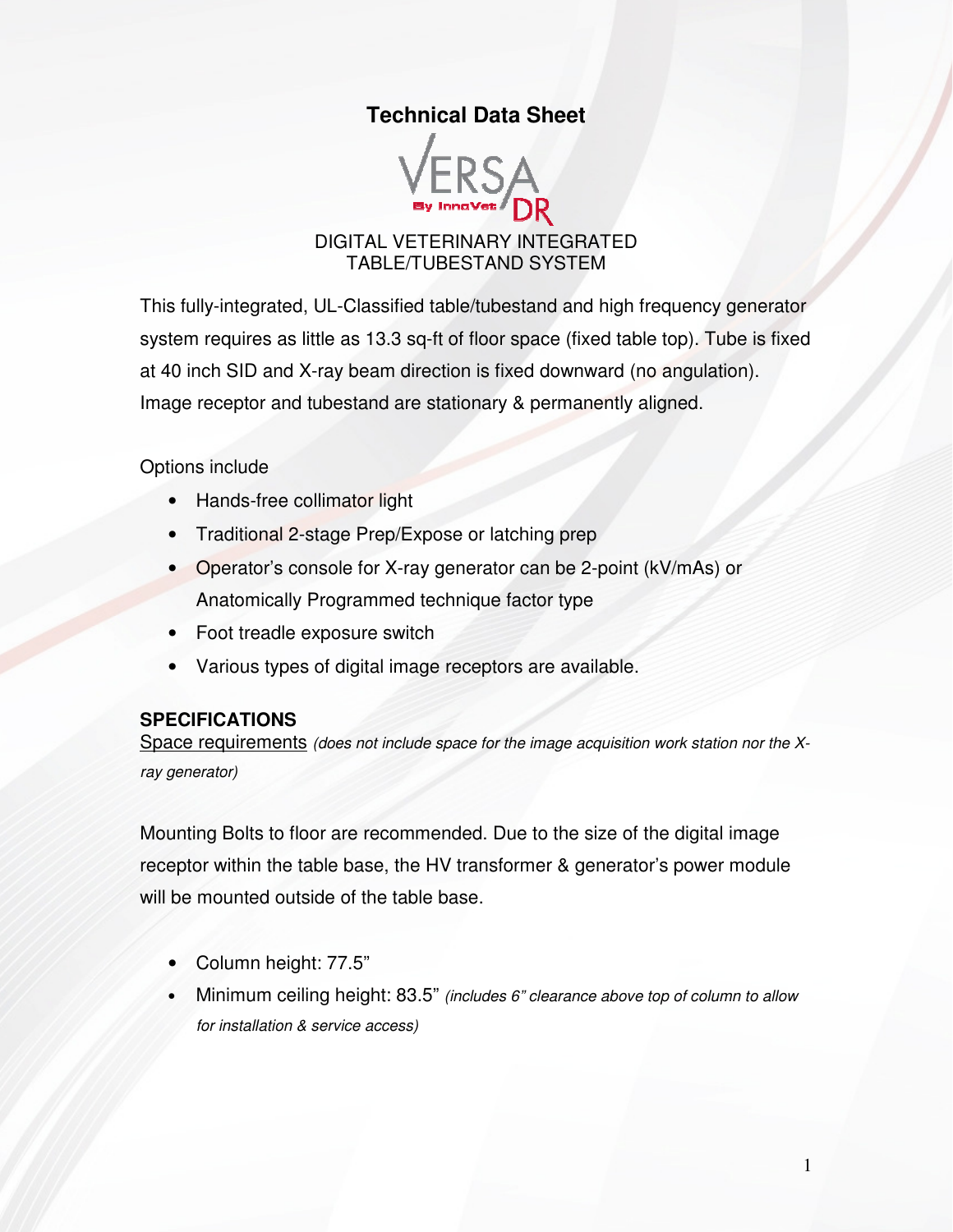# Technical Data Sheet

VERSA DR
By InnoVet

DIGITAL VETERINARY INTEGRATED
TABLE/TUBESTAND SYSTEM

This fully-integrated, UL-Classified table/tubestand and high frequency generator system requires as little as 13.3 sq-ft of floor space (fixed table top). Tube is fixed at 40 inch SID and X-ray beam direction is fixed downward (no angulation). Image receptor and tubestand are stationary & permanently aligned.

Options include

- Hands-free collimator light
- Traditional 2-stage Prep/Expose or latching prep
- Operator's console for X-ray generator can be 2-point (kV/mAs) or Anatomically Programmed technique factor type
- Foot treadle exposure switch
- Various types of digital image receptors are available.

## SPECIFICATIONS

Space requirements *(does not include space for the image acquisition work station nor the X-ray generator)*

Mounting Bolts to floor are recommended. Due to the size of the digital image receptor within the table base, the HV transformer & generator's power module will be mounted outside of the table base.

- Column height: 77.5"
- Minimum ceiling height: 83.5" *(includes 6" clearance above top of column to allow for installation & service access)*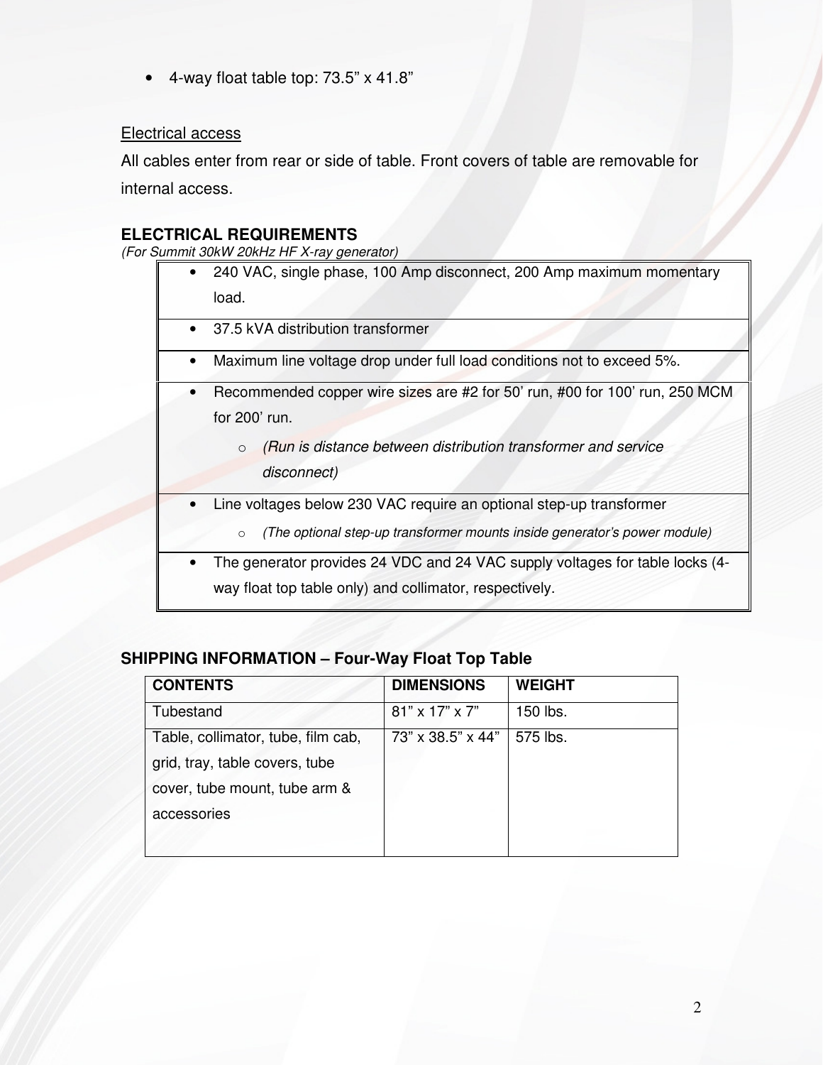- 4-way float table top: 73.5” x 41.8”

Electrical access

All cables enter from rear or side of table. Front covers of table are removable for internal access.

## ELECTRICAL REQUIREMENTS

*(For Summit 30kW 20kHz HF X-ray generator)*

| |
|---|
| • 240 VAC, single phase, 100 Amp disconnect, 200 Amp maximum momentary load. |
| • 37.5 kVA distribution transformer |
| • Maximum line voltage drop under full load conditions not to exceed 5%. |
| • Recommended copper wire sizes are #2 for 50’ run, #00 for 100’ run, 250 MCM for 200’ run.<br>  ○ *(Run is distance between distribution transformer and service disconnect)* |
| • Line voltages below 230 VAC require an optional step-up transformer<br>  ○ *(The optional step-up transformer mounts inside generator’s power module)* |
| • The generator provides 24 VDC and 24 VAC supply voltages for table locks (4-way float top table only) and collimator, respectively. |

## SHIPPING INFORMATION – Four-Way Float Top Table

| CONTENTS | DIMENSIONS | WEIGHT |
|---|---|---|
| Tubestand | 81” x 17” x 7” | 150 lbs. |
| Table, collimator, tube, film cab, grid, tray, table covers, tube cover, tube mount, tube arm & accessories | 73” x 38.5” x 44” | 575 lbs. |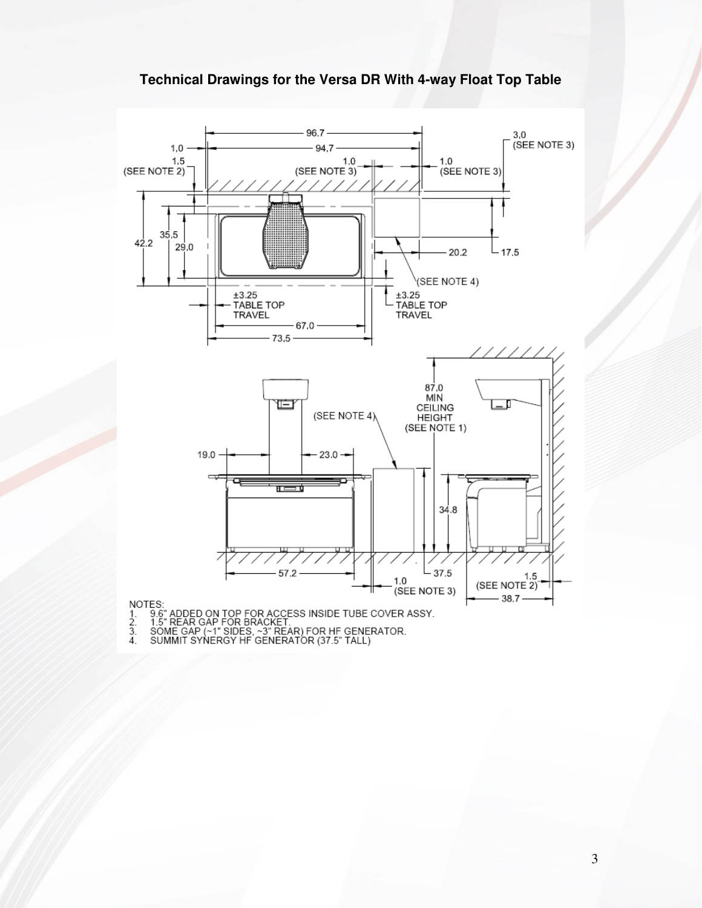## Technical Drawings for the Versa DR With 4-way Float Top Table

96.7

94.7

1.0

1.5 (SEE NOTE 2)

1.0 (SEE NOTE 3)

1.0 (SEE NOTE 3)

3.0 (SEE NOTE 3)

42.2

35.5

29.0

20.2

17.5

(SEE NOTE 4)

±3.25 TABLE TOP TRAVEL

±3.25 TABLE TOP TRAVEL

67.0

73.5

87.0 MIN CEILING HEIGHT (SEE NOTE 1)

(SEE NOTE 4)

19.0

23.0

34.8

57.2

1.0 (SEE NOTE 3)

37.5

1.5 (SEE NOTE 2)

38.7

NOTES:
1. 9.6" ADDED ON TOP FOR ACCESS INSIDE TUBE COVER ASSY.
2. 1.5" REAR GAP FOR BRACKET.
3. SOME GAP (~1" SIDES, ~3" REAR) FOR HF GENERATOR.
4. SUMMIT SYNERGY HF GENERATOR (37.5" TALL)